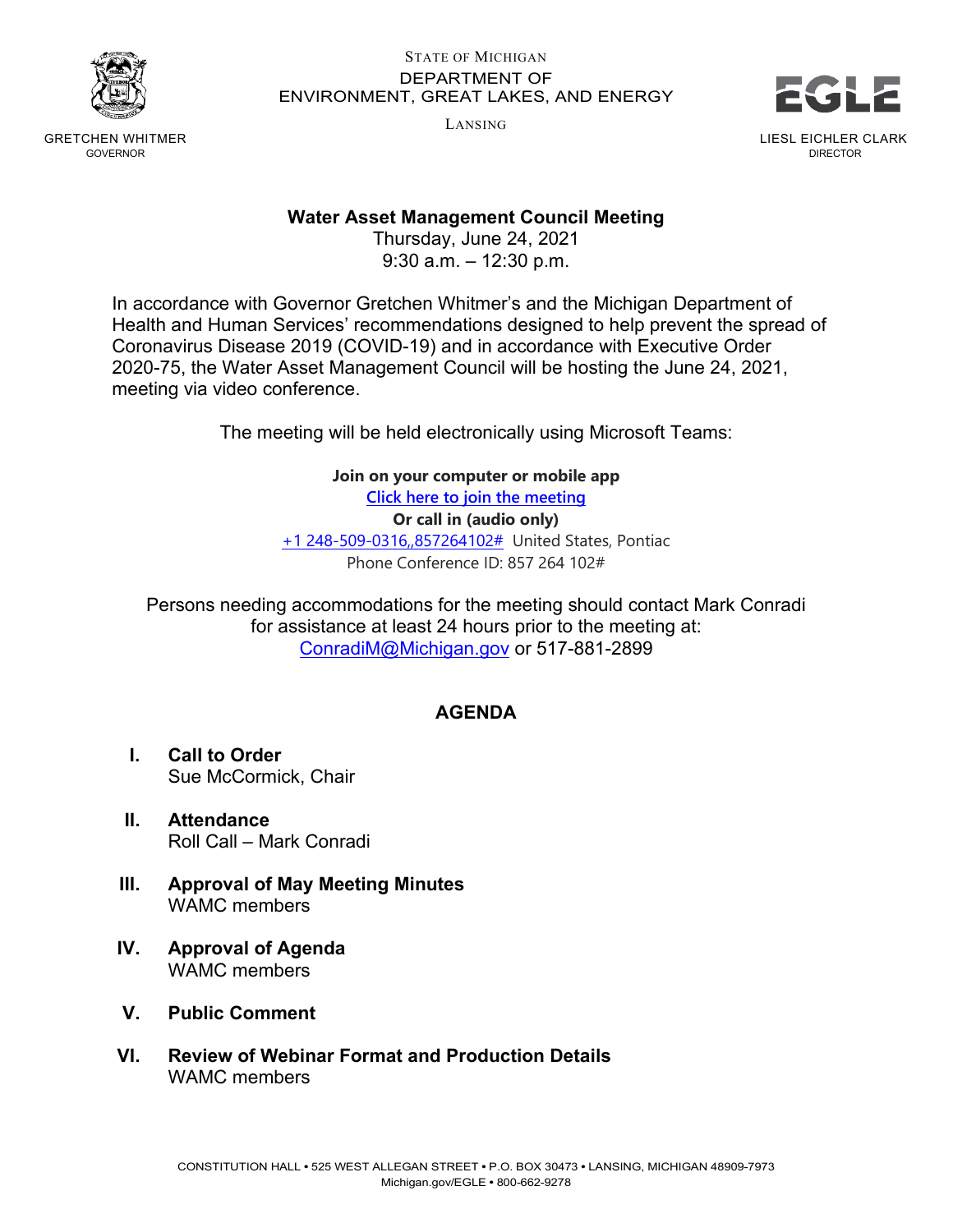STATE OF MICHIGAN
DEPARTMENT OF
ENVIRONMENT, GREAT LAKES, AND ENERGY
LANSING

GRETCHEN WHITMER
GOVERNOR

EGLE

LIESL EICHLER CLARK
DIRECTOR

# Water Asset Management Council Meeting

Thursday, June 24, 2021
9:30 a.m. – 12:30 p.m.

In accordance with Governor Gretchen Whitmer's and the Michigan Department of Health and Human Services' recommendations designed to help prevent the spread of Coronavirus Disease 2019 (COVID-19) and in accordance with Executive Order 2020-75, the Water Asset Management Council will be hosting the June 24, 2021, meeting via video conference.

The meeting will be held electronically using Microsoft Teams:

**Join on your computer or mobile app**
Click here to join the meeting
**Or call in (audio only)**
+1 248-509-0316,,857264102# United States, Pontiac
Phone Conference ID: 857 264 102#

Persons needing accommodations for the meeting should contact Mark Conradi for assistance at least 24 hours prior to the meeting at: ConradiM@Michigan.gov or 517-881-2899

## AGENDA

**I. Call to Order**
Sue McCormick, Chair

**II. Attendance**
Roll Call – Mark Conradi

**III. Approval of May Meeting Minutes**
WAMC members

**IV. Approval of Agenda**
WAMC members

**V. Public Comment**

**VI. Review of Webinar Format and Production Details**
WAMC members

CONSTITUTION HALL • 525 WEST ALLEGAN STREET • P.O. BOX 30473 • LANSING, MICHIGAN 48909-7973
Michigan.gov/EGLE • 800-662-9278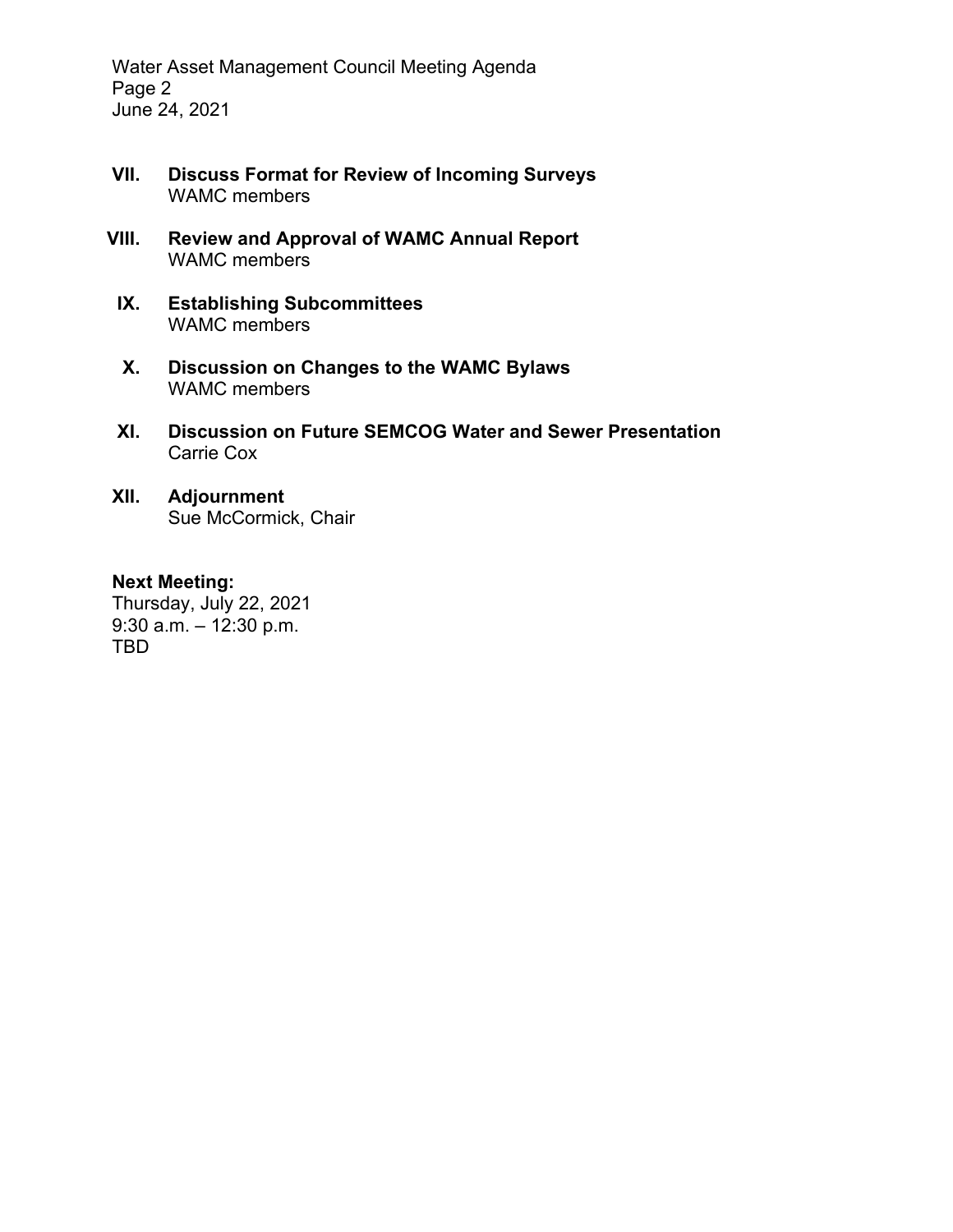**VII. Discuss Format for Review of Incoming Surveys**
WAMC members

**VIII. Review and Approval of WAMC Annual Report**
WAMC members

**IX. Establishing Subcommittees**
WAMC members

**X. Discussion on Changes to the WAMC Bylaws**
WAMC members

**XI. Discussion on Future SEMCOG Water and Sewer Presentation**
Carrie Cox

**XII. Adjournment**
Sue McCormick, Chair

**Next Meeting:**
Thursday, July 22, 2021
9:30 a.m. – 12:30 p.m.
TBD